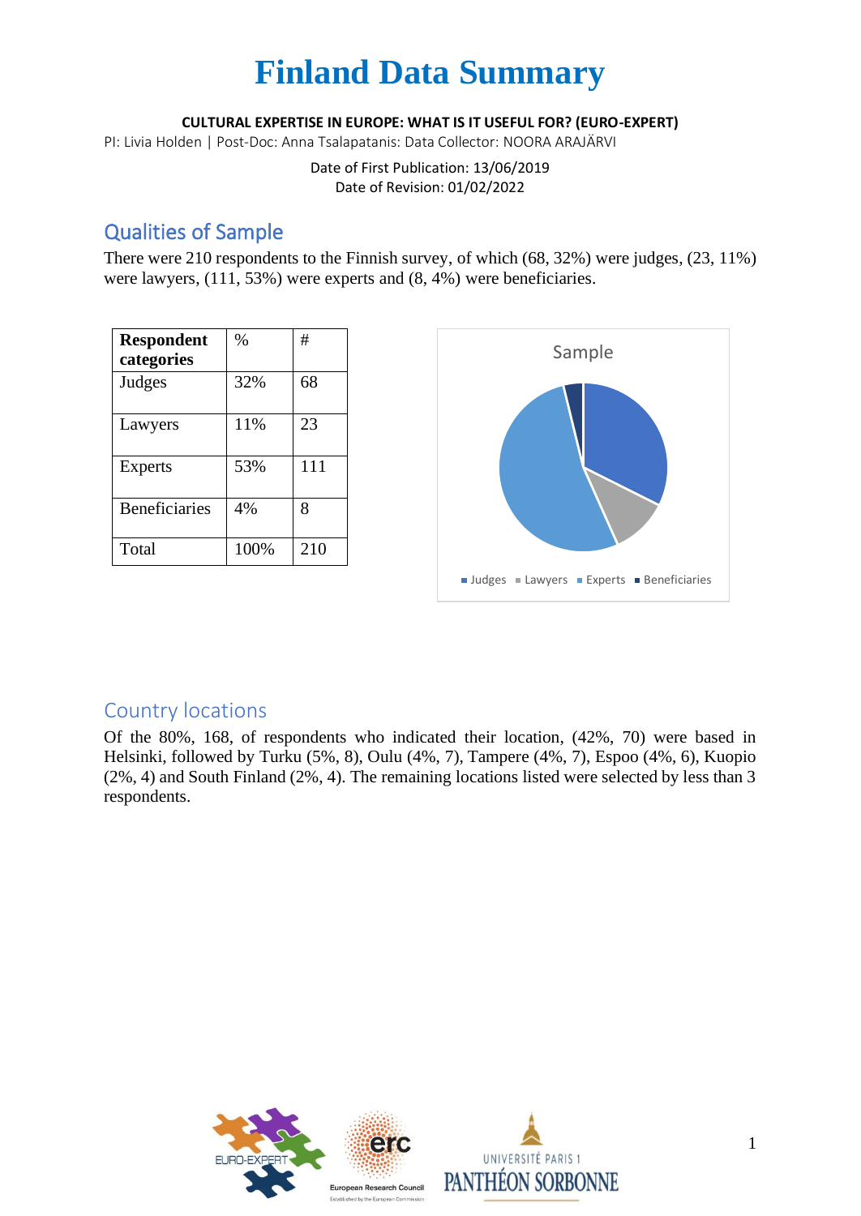# Finland Data Summary

**CULTURAL EXPERTISE IN EUROPE: WHAT IS IT USEFUL FOR? (EURO-EXPERT)**

PI: Livia Holden | Post-Doc: Anna Tsalapatanis: Data Collector: NOORA ARAJÄRVI

Date of First Publication: 13/06/2019
Date of Revision: 01/02/2022

## Qualities of Sample

There were 210 respondents to the Finnish survey, of which (68, 32%) were judges, (23, 11%) were lawyers, (111, 53%) were experts and (8, 4%) were beneficiaries.

| Respondent categories | % | # |
|---|---|---|
| Judges | 32% | 68 |
| Lawyers | 11% | 23 |
| Experts | 53% | 111 |
| Beneficiaries | 4% | 8 |
| Total | 100% | 210 |

Sample

Judges
Lawyers
Experts
Beneficiaries

## Country locations

Of the 80%, 168, of respondents who indicated their location, (42%, 70) were based in Helsinki, followed by Turku (5%, 8), Oulu (4%, 7), Tampere (4%, 7), Espoo (4%, 6), Kuopio (2%, 4) and South Finland (2%, 4). The remaining locations listed were selected by less than 3 respondents.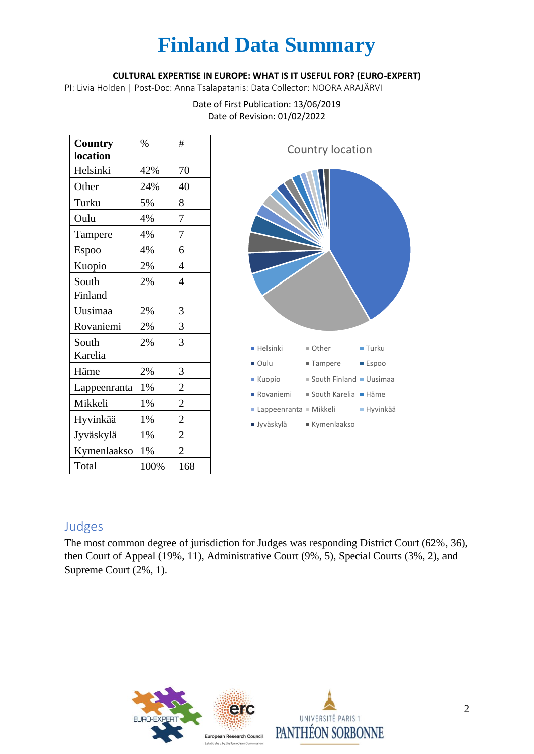# Finland Data Summary

**CULTURAL EXPERTISE IN EUROPE: WHAT IS IT USEFUL FOR? (EURO-EXPERT)**

PI: Livia Holden | Post-Doc: Anna Tsalapatanis: Data Collector: NOORA ARAJÄRVI

Date of First Publication: 13/06/2019

Date of Revision: 01/02/2022

| Country location | % | # |
|---|---|---|
| Helsinki | 42% | 70 |
| Other | 24% | 40 |
| Turku | 5% | 8 |
| Oulu | 4% | 7 |
| Tampere | 4% | 7 |
| Espoo | 4% | 6 |
| Kuopio | 2% | 4 |
| South Finland | 2% | 4 |
| Uusimaa | 2% | 3 |
| Rovaniemi | 2% | 3 |
| South Karelia | 2% | 3 |
| Häme | 2% | 3 |
| Lappeenranta | 1% | 2 |
| Mikkeli | 1% | 2 |
| Hyvinkää | 1% | 2 |
| Jyväskylä | 1% | 2 |
| Kymenlaakso | 1% | 2 |
| Total | 100% | 168 |

Country location

Helsinki
Other
Turku
Oulu
Tampere
Espoo
Kuopio
South Finland
Uusimaa
Rovaniemi
South Karelia
Häme
Lappeenranta
Mikkeli
Hyvinkää
Jyväskylä
Kymenlaakso

## Judges

The most common degree of jurisdiction for Judges was responding District Court (62%, 36), then Court of Appeal (19%, 11), Administrative Court (9%, 5), Special Courts (3%, 2), and Supreme Court (2%, 1).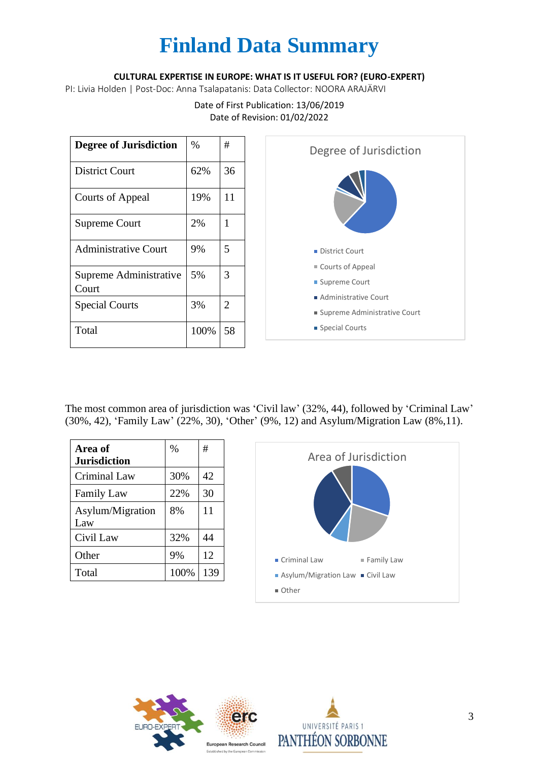# Finland Data Summary

**CULTURAL EXPERTISE IN EUROPE: WHAT IS IT USEFUL FOR? (EURO-EXPERT)**

PI: Livia Holden | Post-Doc: Anna Tsalapatanis: Data Collector: NOORA ARAJÄRVI

Date of First Publication: 13/06/2019
Date of Revision: 01/02/2022

| Degree of Jurisdiction | % | # |
|---|---|---|
| District Court | 62% | 36 |
| Courts of Appeal | 19% | 11 |
| Supreme Court | 2% | 1 |
| Administrative Court | 9% | 5 |
| Supreme Administrative Court | 5% | 3 |
| Special Courts | 3% | 2 |
| Total | 100% | 58 |

Degree of Jurisdiction

District Court
Courts of Appeal
Supreme Court
Administrative Court
Supreme Administrative Court
Special Courts

The most common area of jurisdiction was 'Civil law' (32%, 44), followed by 'Criminal Law' (30%, 42), 'Family Law' (22%, 30), 'Other' (9%, 12) and Asylum/Migration Law (8%,11).

| Area of Jurisdiction | % | # |
|---|---|---|
| Criminal Law | 30% | 42 |
| Family Law | 22% | 30 |
| Asylum/Migration Law | 8% | 11 |
| Civil Law | 32% | 44 |
| Other | 9% | 12 |
| Total | 100% | 139 |

Area of Jurisdiction

Criminal Law
Family Law
Asylum/Migration Law
Civil Law
Other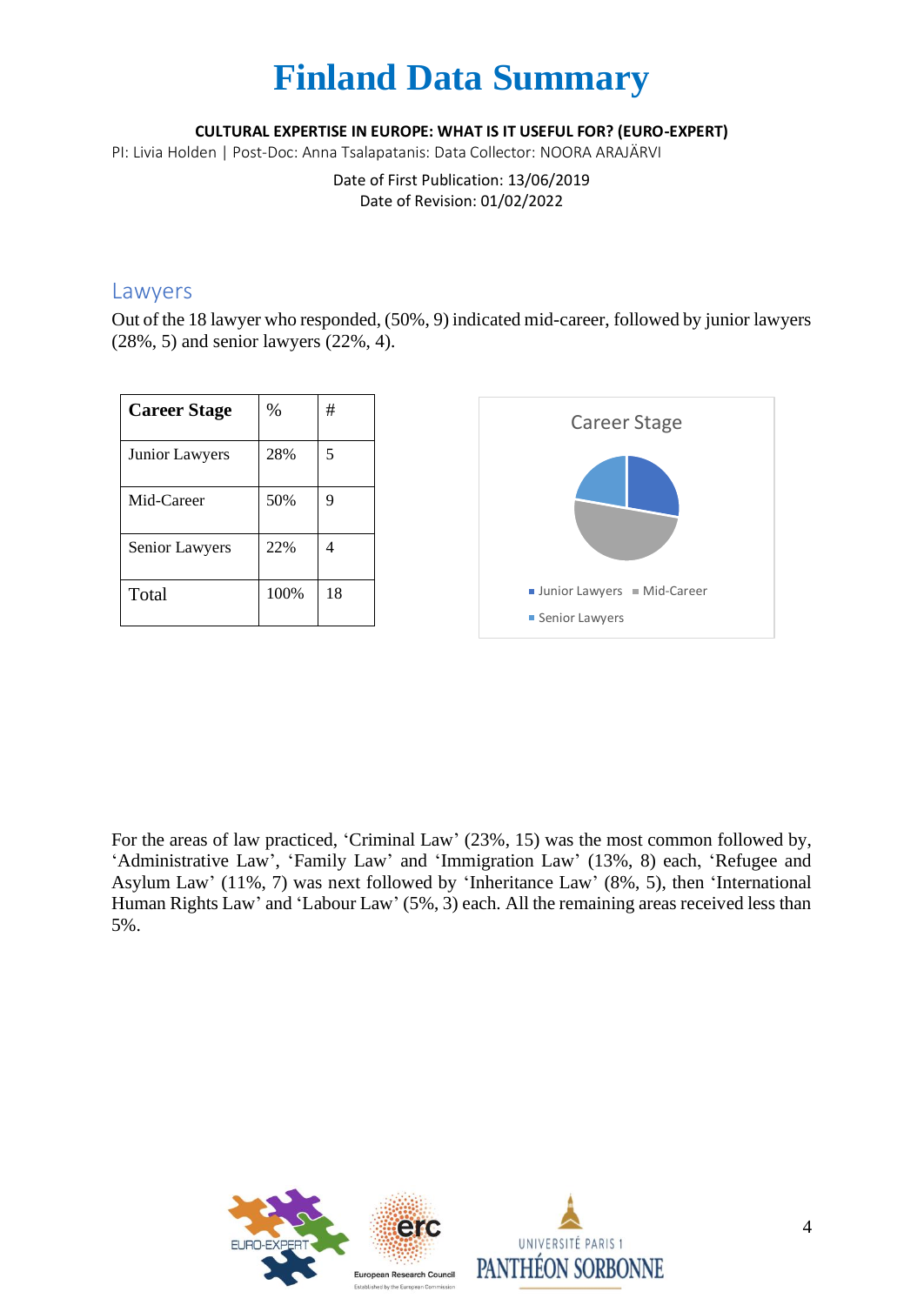# Finland Data Summary

**CULTURAL EXPERTISE IN EUROPE: WHAT IS IT USEFUL FOR? (EURO-EXPERT)**

PI: Livia Holden | Post-Doc: Anna Tsalapatanis: Data Collector: NOORA ARAJÄRVI

Date of First Publication: 13/06/2019

Date of Revision: 01/02/2022

## Lawyers

Out of the 18 lawyer who responded, (50%, 9) indicated mid-career, followed by junior lawyers (28%, 5) and senior lawyers (22%, 4).

| **Career Stage** | % | # |
|---|---|---|
| Junior Lawyers | 28% | 5 |
| Mid-Career | 50% | 9 |
| Senior Lawyers | 22% | 4 |
| Total | 100% | 18 |

Career Stage

Junior Lawyers
Mid-Career
Senior Lawyers

For the areas of law practiced, 'Criminal Law' (23%, 15) was the most common followed by, 'Administrative Law', 'Family Law' and 'Immigration Law' (13%, 8) each, 'Refugee and Asylum Law' (11%, 7) was next followed by 'Inheritance Law' (8%, 5), then 'International Human Rights Law' and 'Labour Law' (5%, 3) each. All the remaining areas received less than 5%.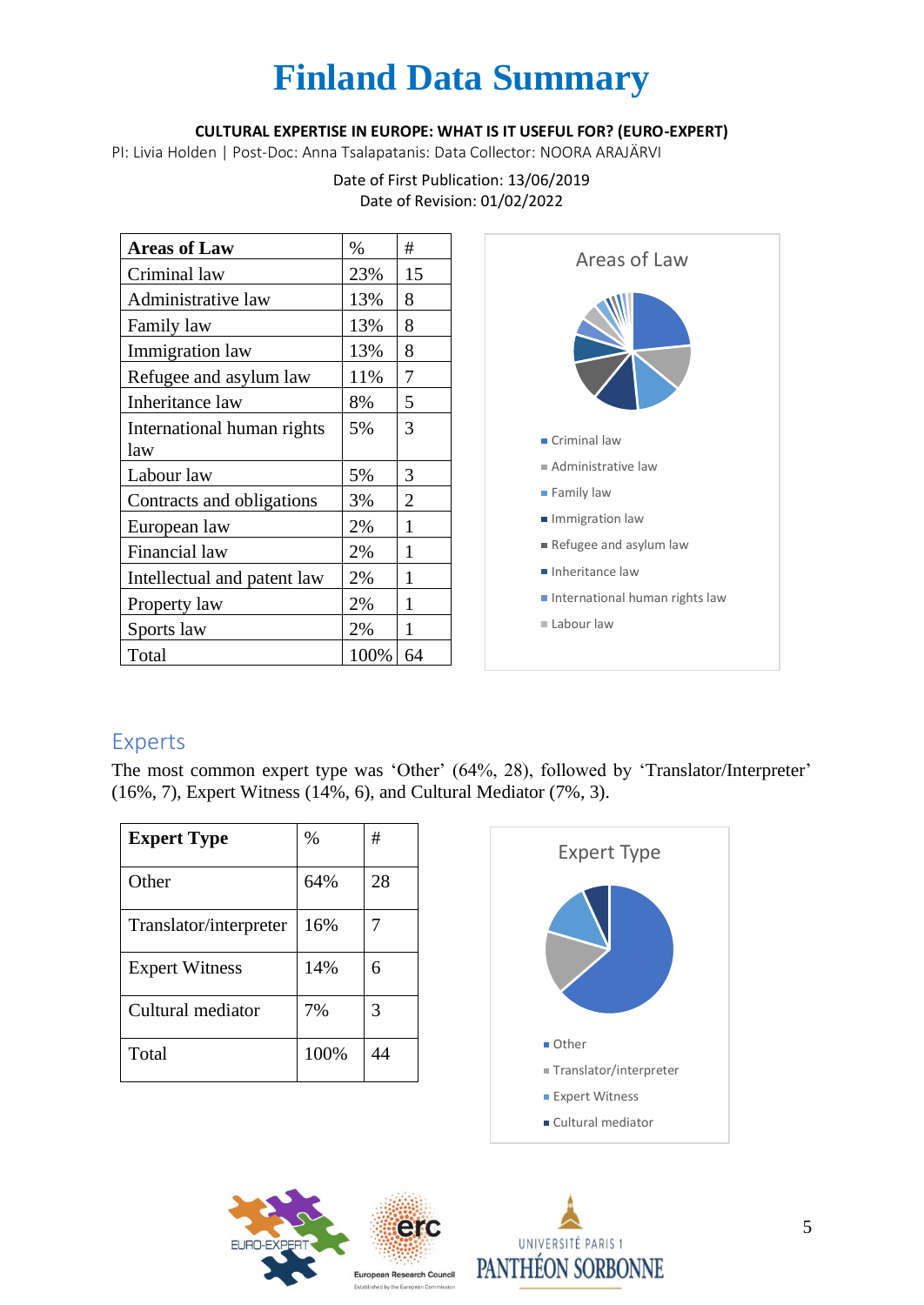# Finland Data Summary

**CULTURAL EXPERTISE IN EUROPE: WHAT IS IT USEFUL FOR? (EURO-EXPERT)**

PI: Livia Holden | Post-Doc: Anna Tsalapatanis: Data Collector: NOORA ARAJÄRVI

Date of First Publication: 13/06/2019
Date of Revision: 01/02/2022

| **Areas of Law** | % | # |
|---|---|---|
| Criminal law | 23% | 15 |
| Administrative law | 13% | 8 |
| Family law | 13% | 8 |
| Immigration law | 13% | 8 |
| Refugee and asylum law | 11% | 7 |
| Inheritance law | 8% | 5 |
| International human rights law | 5% | 3 |
| Labour law | 5% | 3 |
| Contracts and obligations | 3% | 2 |
| European law | 2% | 1 |
| Financial law | 2% | 1 |
| Intellectual and patent law | 2% | 1 |
| Property law | 2% | 1 |
| Sports law | 2% | 1 |
| Total | 100% | 64 |

Areas of Law

Criminal law
Administrative law
Family law
Immigration law
Refugee and asylum law
Inheritance law
International human rights law
Labour law

## Experts

The most common expert type was 'Other' (64%, 28), followed by 'Translator/Interpreter' (16%, 7), Expert Witness (14%, 6), and Cultural Mediator (7%, 3).

| **Expert Type** | % | # |
|---|---|---|
| Other | 64% | 28 |
| Translator/interpreter | 16% | 7 |
| Expert Witness | 14% | 6 |
| Cultural mediator | 7% | 3 |
| Total | 100% | 44 |

Expert Type

Other
Translator/interpreter
Expert Witness
Cultural mediator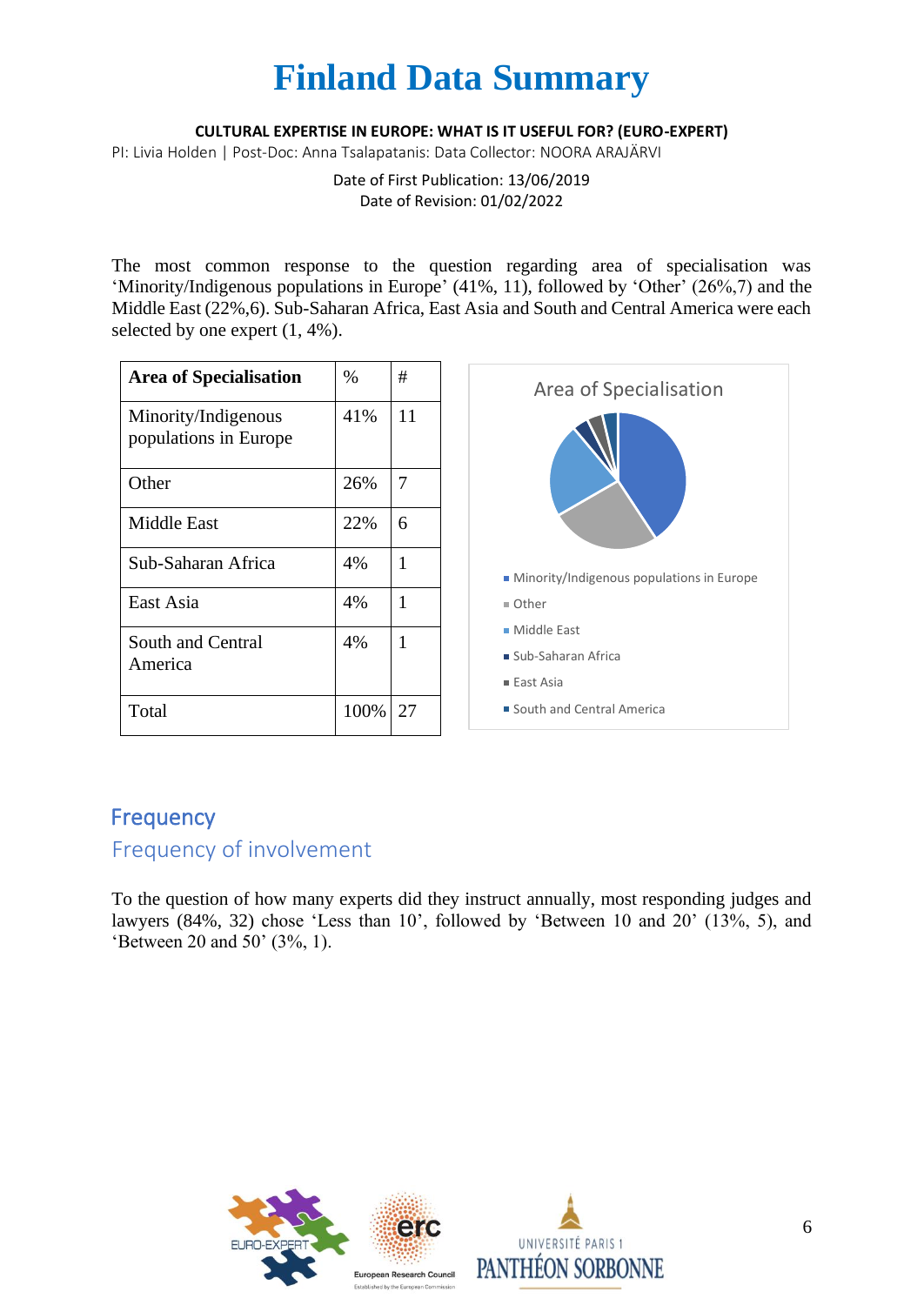# Finland Data Summary

**CULTURAL EXPERTISE IN EUROPE: WHAT IS IT USEFUL FOR? (EURO-EXPERT)**

PI: Livia Holden | Post-Doc: Anna Tsalapatanis: Data Collector: NOORA ARAJÄRVI

Date of First Publication: 13/06/2019
Date of Revision: 01/02/2022

The most common response to the question regarding area of specialisation was 'Minority/Indigenous populations in Europe' (41%, 11), followed by 'Other' (26%,7) and the Middle East (22%,6). Sub-Saharan Africa, East Asia and South and Central America were each selected by one expert (1, 4%).

| Area of Specialisation | % | # |
|---|---|---|
| Minority/Indigenous populations in Europe | 41% | 11 |
| Other | 26% | 7 |
| Middle East | 22% | 6 |
| Sub-Saharan Africa | 4% | 1 |
| East Asia | 4% | 1 |
| South and Central America | 4% | 1 |
| Total | 100% | 27 |

Area of Specialisation

- Minority/Indigenous populations in Europe
- Other
- Middle East
- Sub-Saharan Africa
- East Asia
- South and Central America

## Frequency

### Frequency of involvement

To the question of how many experts did they instruct annually, most responding judges and lawyers (84%, 32) chose 'Less than 10', followed by 'Between 10 and 20' (13%, 5), and 'Between 20 and 50' (3%, 1).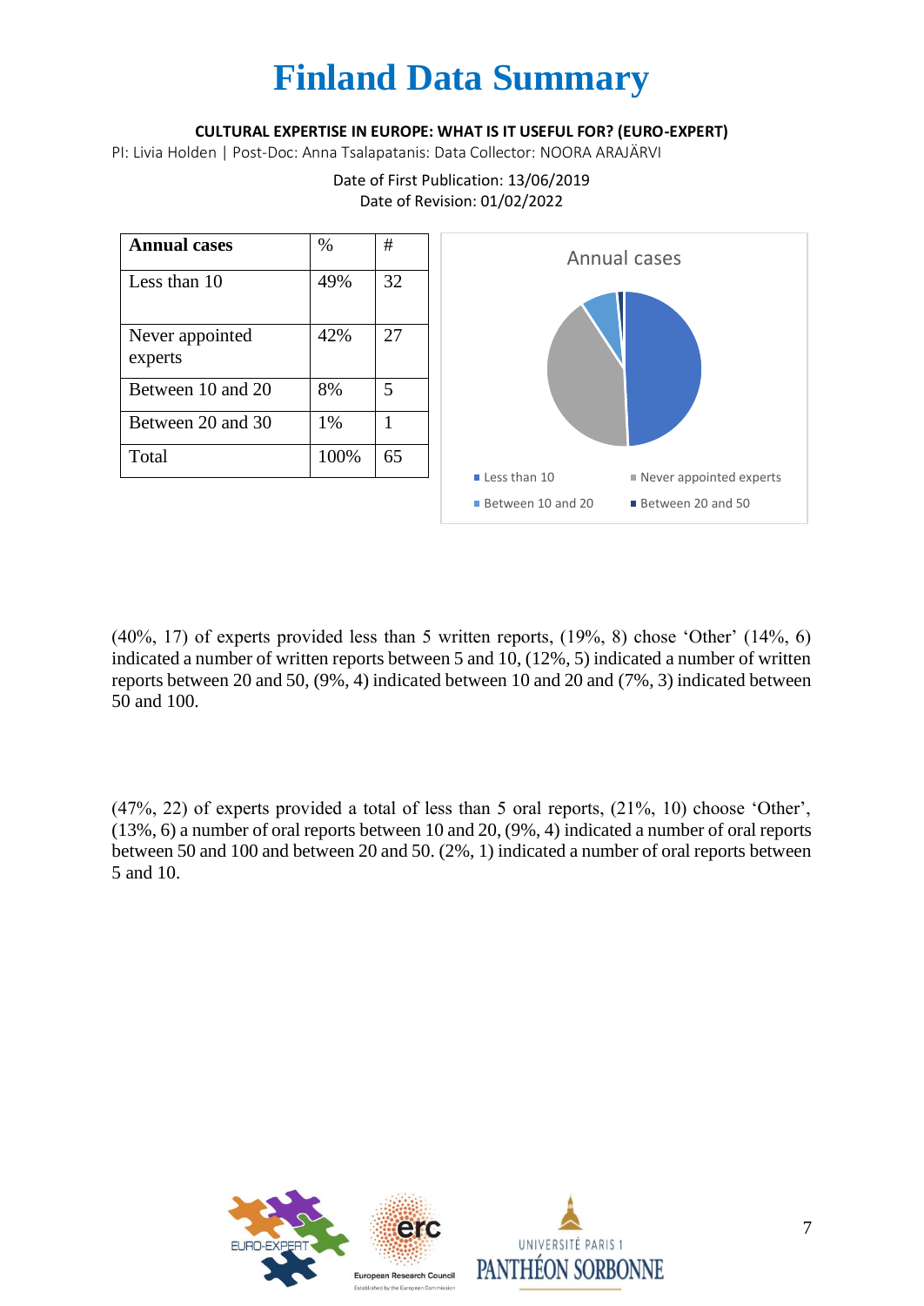# Finland Data Summary

**CULTURAL EXPERTISE IN EUROPE: WHAT IS IT USEFUL FOR? (EURO-EXPERT)**

PI: Livia Holden | Post-Doc: Anna Tsalapatanis: Data Collector: NOORA ARAJÄRVI

Date of First Publication: 13/06/2019
Date of Revision: 01/02/2022

| Annual cases | % | # |
|---|---|---|
| Less than 10 | 49% | 32 |
| Never appointed experts | 42% | 27 |
| Between 10 and 20 | 8% | 5 |
| Between 20 and 30 | 1% | 1 |
| Total | 100% | 65 |

Annual cases

Less than 10
Never appointed experts
Between 10 and 20
Between 20 and 50

(40%, 17) of experts provided less than 5 written reports, (19%, 8) chose 'Other' (14%, 6) indicated a number of written reports between 5 and 10, (12%, 5) indicated a number of written reports between 20 and 50, (9%, 4) indicated between 10 and 20 and (7%, 3) indicated between 50 and 100.

(47%, 22) of experts provided a total of less than 5 oral reports, (21%, 10) choose 'Other', (13%, 6) a number of oral reports between 10 and 20, (9%, 4) indicated a number of oral reports between 50 and 100 and between 20 and 50. (2%, 1) indicated a number of oral reports between 5 and 10.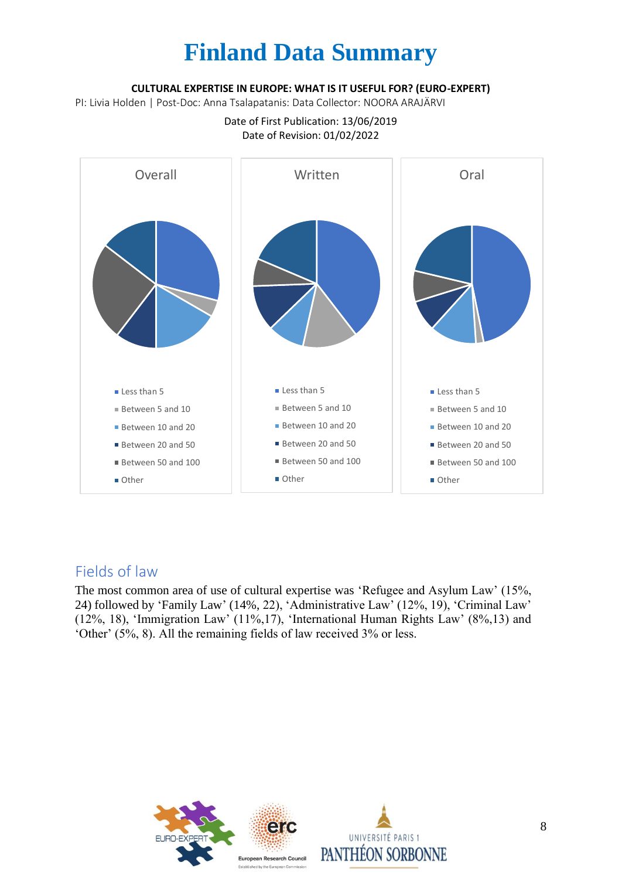# Finland Data Summary

**CULTURAL EXPERTISE IN EUROPE: WHAT IS IT USEFUL FOR? (EURO-EXPERT)**

PI: Livia Holden | Post-Doc: Anna Tsalapatanis: Data Collector: NOORA ARAJÄRVI

Date of First Publication: 13/06/2019
Date of Revision: 01/02/2022

Overall

- Less than 5
- Between 5 and 10
- Between 10 and 20
- Between 20 and 50
- Between 50 and 100
- Other

Written

- Less than 5
- Between 5 and 10
- Between 10 and 20
- Between 20 and 50
- Between 50 and 100
- Other

Oral

- Less than 5
- Between 5 and 10
- Between 10 and 20
- Between 20 and 50
- Between 50 and 100
- Other

## Fields of law

The most common area of use of cultural expertise was 'Refugee and Asylum Law' (15%, 24) followed by 'Family Law' (14%, 22), 'Administrative Law' (12%, 19), 'Criminal Law' (12%, 18), 'Immigration Law' (11%,17), 'International Human Rights Law' (8%,13) and 'Other' (5%, 8). All the remaining fields of law received 3% or less.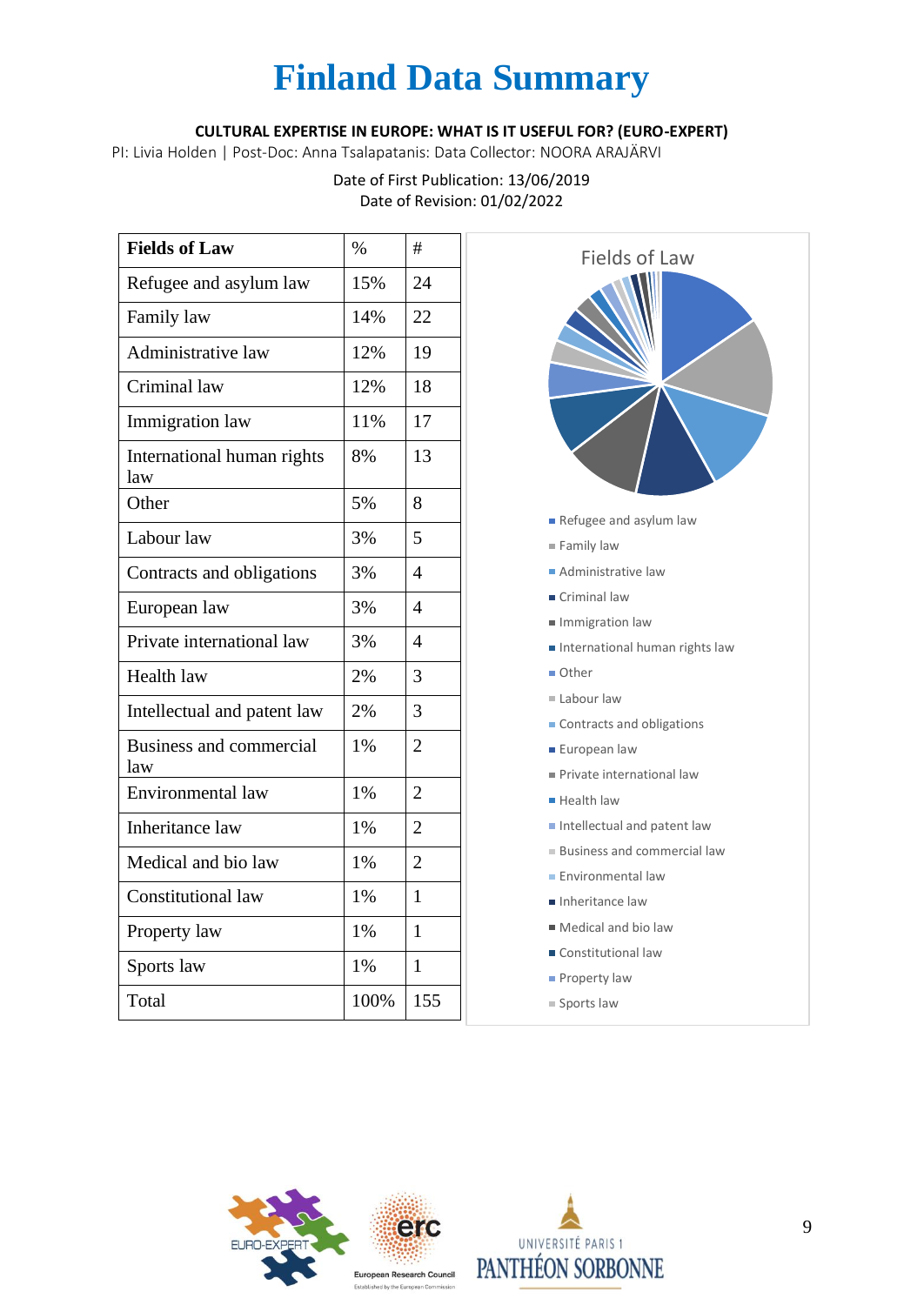# Finland Data Summary

**CULTURAL EXPERTISE IN EUROPE: WHAT IS IT USEFUL FOR? (EURO-EXPERT)**

PI: Livia Holden | Post-Doc: Anna Tsalapatanis: Data Collector: NOORA ARAJÄRVI

Date of First Publication: 13/06/2019
Date of Revision: 01/02/2022

| Fields of Law | % | # |
|---|---|---|
| Refugee and asylum law | 15% | 24 |
| Family law | 14% | 22 |
| Administrative law | 12% | 19 |
| Criminal law | 12% | 18 |
| Immigration law | 11% | 17 |
| International human rights law | 8% | 13 |
| Other | 5% | 8 |
| Labour law | 3% | 5 |
| Contracts and obligations | 3% | 4 |
| European law | 3% | 4 |
| Private international law | 3% | 4 |
| Health law | 2% | 3 |
| Intellectual and patent law | 2% | 3 |
| Business and commercial law | 1% | 2 |
| Environmental law | 1% | 2 |
| Inheritance law | 1% | 2 |
| Medical and bio law | 1% | 2 |
| Constitutional law | 1% | 1 |
| Property law | 1% | 1 |
| Sports law | 1% | 1 |
| Total | 100% | 155 |

Fields of Law

- Refugee and asylum law
- Family law
- Administrative law
- Criminal law
- Immigration law
- International human rights law
- Other
- Labour law
- Contracts and obligations
- European law
- Private international law
- Health law
- Intellectual and patent law
- Business and commercial law
- Environmental law
- Inheritance law
- Medical and bio law
- Constitutional law
- Property law
- Sports law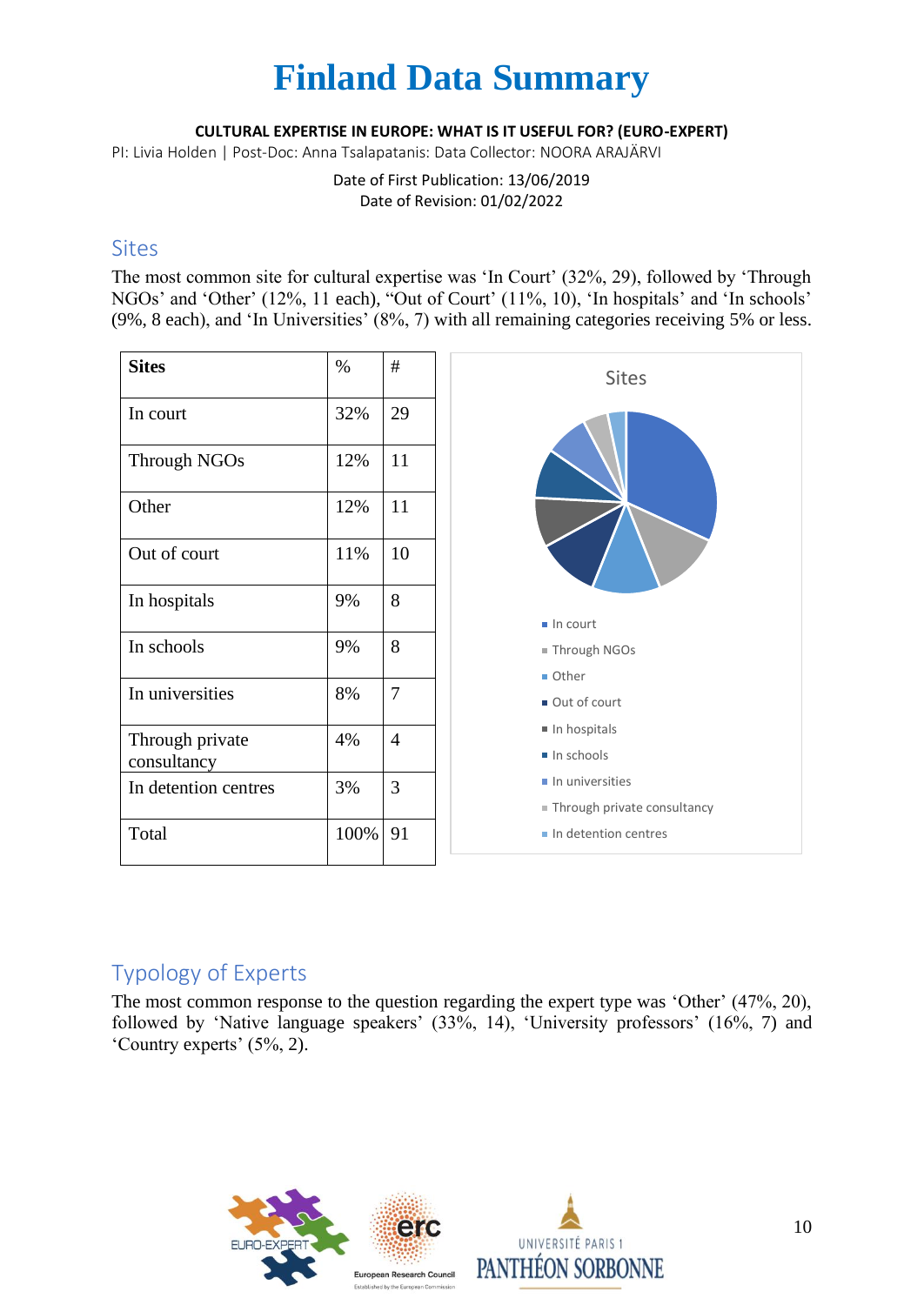# Finland Data Summary

**CULTURAL EXPERTISE IN EUROPE: WHAT IS IT USEFUL FOR? (EURO-EXPERT)**

PI: Livia Holden | Post-Doc: Anna Tsalapatanis: Data Collector: NOORA ARAJÄRVI

Date of First Publication: 13/06/2019
Date of Revision: 01/02/2022

## Sites

The most common site for cultural expertise was 'In Court' (32%, 29), followed by 'Through NGOs' and 'Other' (12%, 11 each), "Out of Court' (11%, 10), 'In hospitals' and 'In schools' (9%, 8 each), and 'In Universities' (8%, 7) with all remaining categories receiving 5% or less.

| Sites | % | # |
|---|---|---|
| In court | 32% | 29 |
| Through NGOs | 12% | 11 |
| Other | 12% | 11 |
| Out of court | 11% | 10 |
| In hospitals | 9% | 8 |
| In schools | 9% | 8 |
| In universities | 8% | 7 |
| Through private consultancy | 4% | 4 |
| In detention centres | 3% | 3 |
| Total | 100% | 91 |

Sites

In court
Through NGOs
Other
Out of court
In hospitals
In schools
In universities
Through private consultancy
In detention centres

## Typology of Experts

The most common response to the question regarding the expert type was 'Other' (47%, 20), followed by 'Native language speakers' (33%, 14), 'University professors' (16%, 7) and 'Country experts' (5%, 2).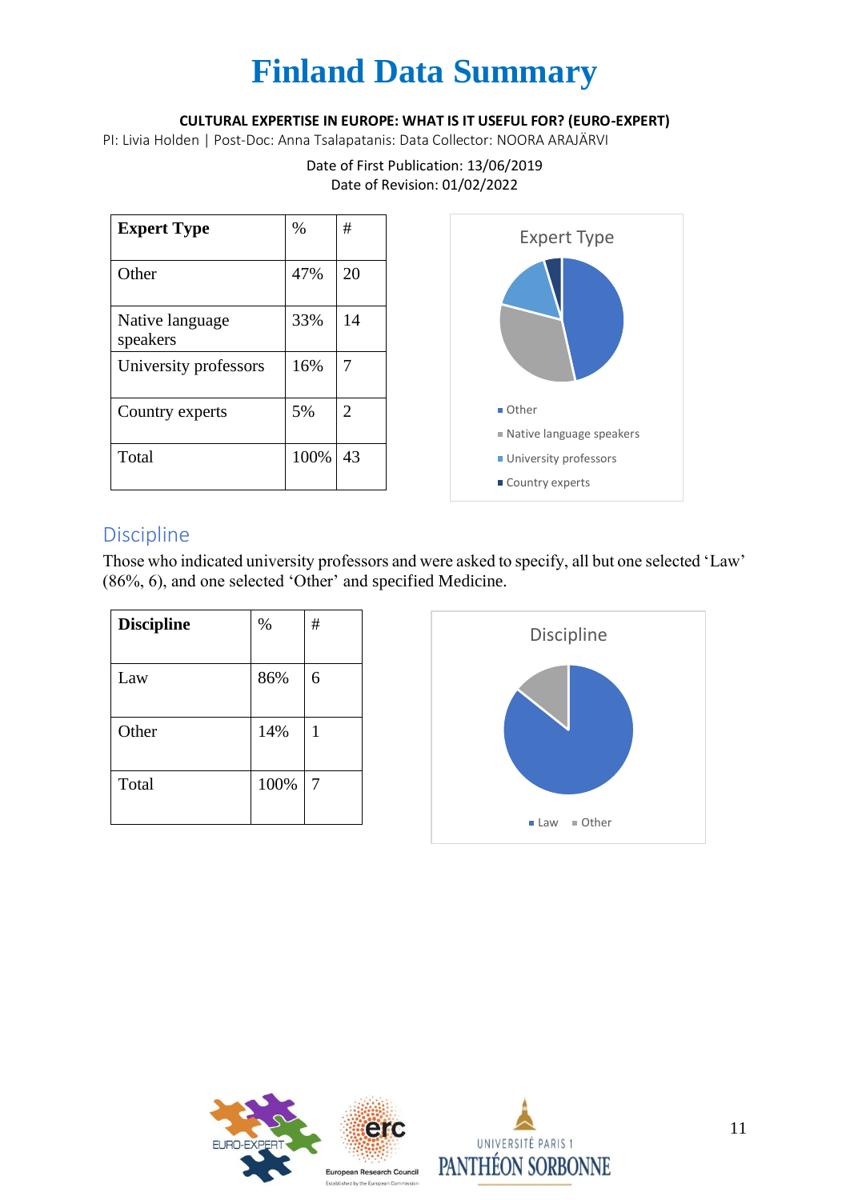# Finland Data Summary

**CULTURAL EXPERTISE IN EUROPE: WHAT IS IT USEFUL FOR? (EURO-EXPERT)**

PI: Livia Holden | Post-Doc: Anna Tsalapatanis: Data Collector: NOORA ARAJÄRVI

Date of First Publication: 13/06/2019

Date of Revision: 01/02/2022

| **Expert Type** | % | # |
|---|---|---|
| Other | 47% | 20 |
| Native language speakers | 33% | 14 |
| University professors | 16% | 7 |
| Country experts | 5% | 2 |
| Total | 100% | 43 |

Expert Type

Other
Native language speakers
University professors
Country experts

## Discipline

Those who indicated university professors and were asked to specify, all but one selected 'Law' (86%, 6), and one selected 'Other' and specified Medicine.

| **Discipline** | % | # |
|---|---|---|
| Law | 86% | 6 |
| Other | 14% | 1 |
| Total | 100% | 7 |

Discipline

Law
Other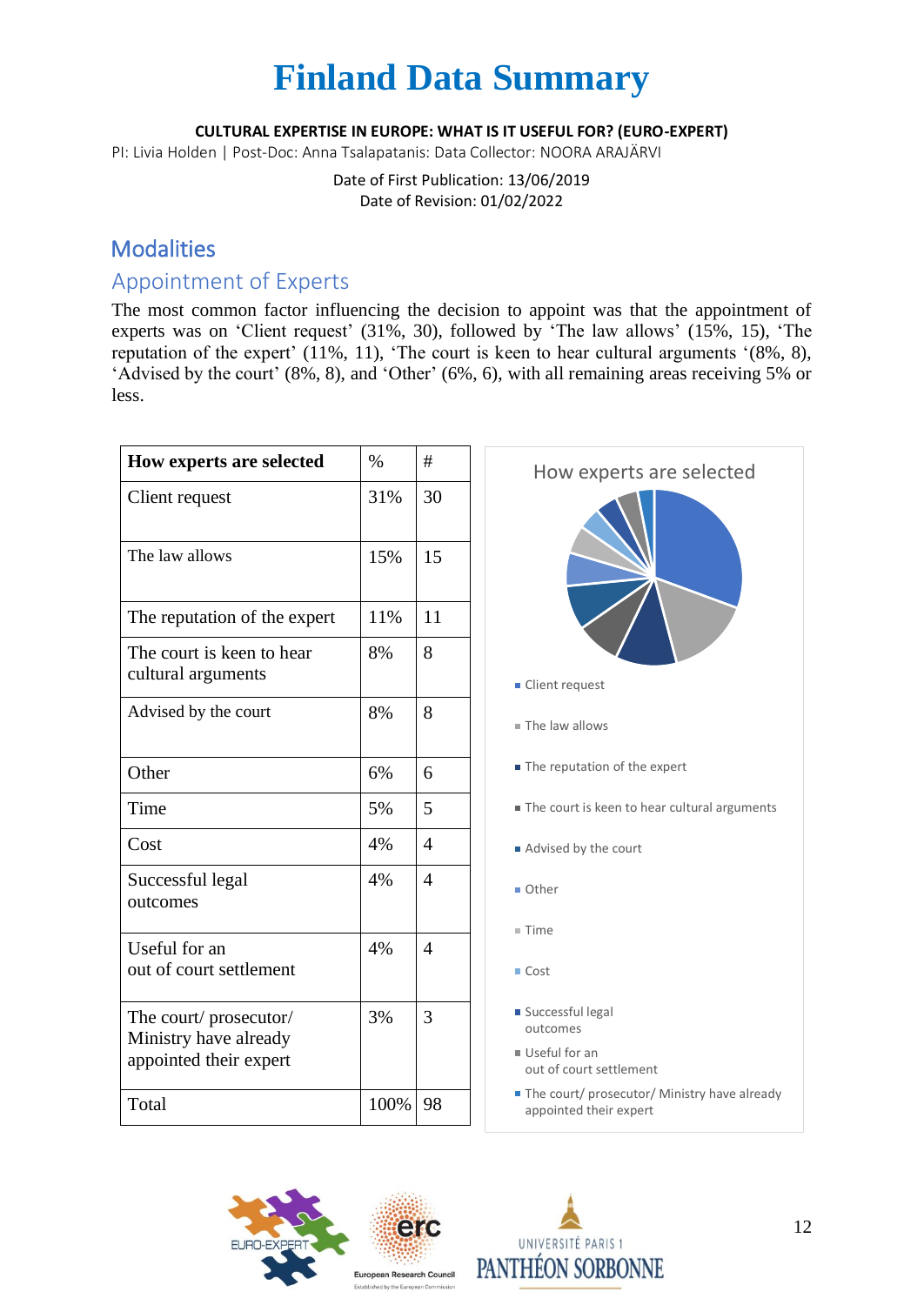# Finland Data Summary

**CULTURAL EXPERTISE IN EUROPE: WHAT IS IT USEFUL FOR? (EURO-EXPERT)**

PI: Livia Holden | Post-Doc: Anna Tsalapatanis: Data Collector: NOORA ARAJÄRVI

Date of First Publication: 13/06/2019
Date of Revision: 01/02/2022

## Modalities

### Appointment of Experts

The most common factor influencing the decision to appoint was that the appointment of experts was on 'Client request' (31%, 30), followed by 'The law allows' (15%, 15), 'The reputation of the expert' (11%, 11), 'The court is keen to hear cultural arguments '(8%, 8), 'Advised by the court' (8%, 8), and 'Other' (6%, 6), with all remaining areas receiving 5% or less.

| How experts are selected | % | # |
|---|---|---|
| Client request | 31% | 30 |
| The law allows | 15% | 15 |
| The reputation of the expert | 11% | 11 |
| The court is keen to hear cultural arguments | 8% | 8 |
| Advised by the court | 8% | 8 |
| Other | 6% | 6 |
| Time | 5% | 5 |
| Cost | 4% | 4 |
| Successful legal outcomes | 4% | 4 |
| Useful for an out of court settlement | 4% | 4 |
| The court/ prosecutor/ Ministry have already appointed their expert | 3% | 3 |
| Total | 100% | 98 |

How experts are selected

- Client request
- The law allows
- The reputation of the expert
- The court is keen to hear cultural arguments
- Advised by the court
- Other
- Time
- Cost
- Successful legal outcomes
- Useful for an out of court settlement
- The court/ prosecutor/ Ministry have already appointed their expert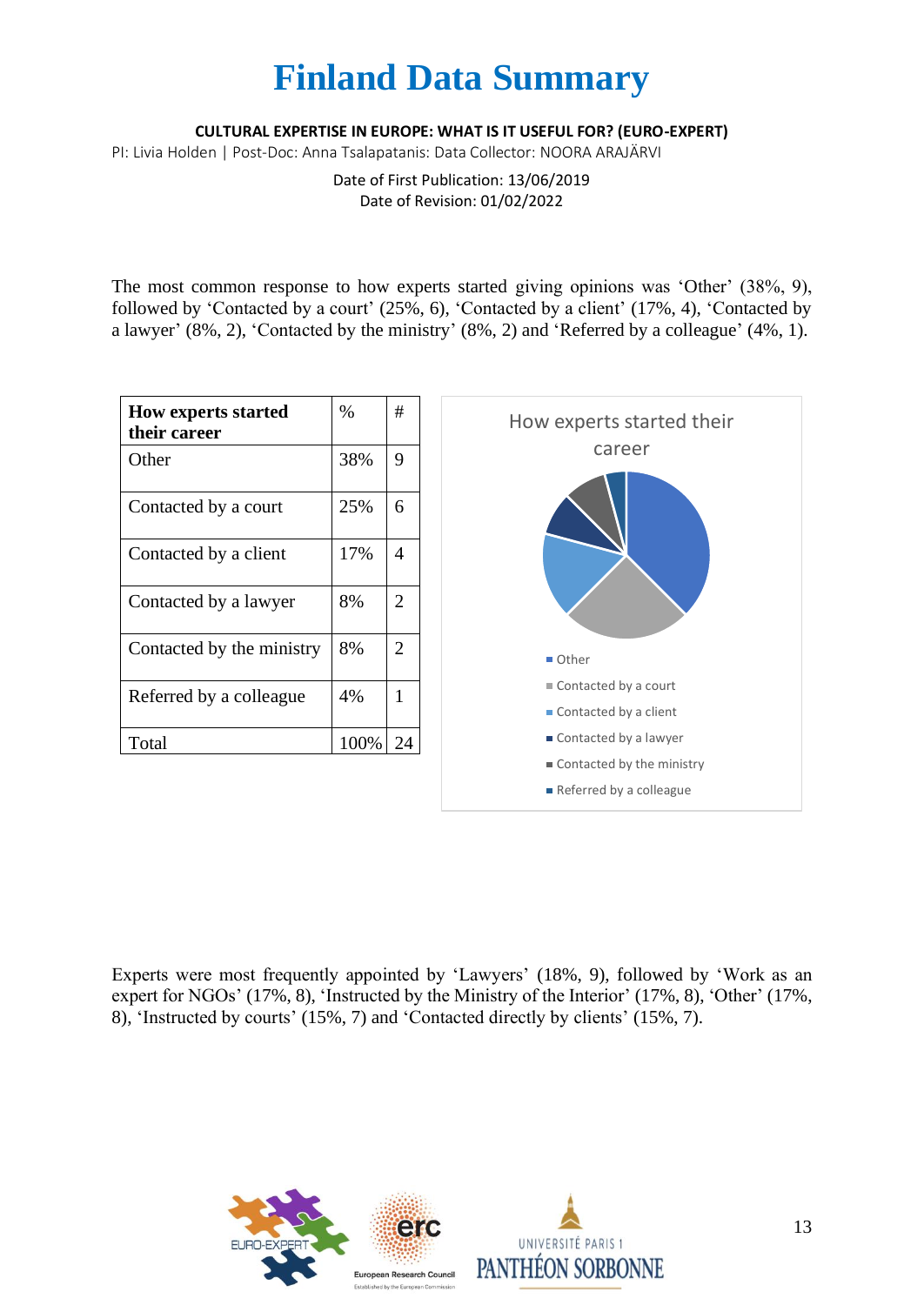# Finland Data Summary

**CULTURAL EXPERTISE IN EUROPE: WHAT IS IT USEFUL FOR? (EURO-EXPERT)**

PI: Livia Holden | Post-Doc: Anna Tsalapatanis: Data Collector: NOORA ARAJÄRVI

Date of First Publication: 13/06/2019

Date of Revision: 01/02/2022

The most common response to how experts started giving opinions was 'Other' (38%, 9), followed by 'Contacted by a court' (25%, 6), 'Contacted by a client' (17%, 4), 'Contacted by a lawyer' (8%, 2), 'Contacted by the ministry' (8%, 2) and 'Referred by a colleague' (4%, 1).

| How experts started their career | % | # |
|---|---|---|
| Other | 38% | 9 |
| Contacted by a court | 25% | 6 |
| Contacted by a client | 17% | 4 |
| Contacted by a lawyer | 8% | 2 |
| Contacted by the ministry | 8% | 2 |
| Referred by a colleague | 4% | 1 |
| Total | 100% | 24 |

How experts started their career

Other
Contacted by a court
Contacted by a client
Contacted by a lawyer
Contacted by the ministry
Referred by a colleague

Experts were most frequently appointed by 'Lawyers' (18%, 9), followed by 'Work as an expert for NGOs' (17%, 8), 'Instructed by the Ministry of the Interior' (17%, 8), 'Other' (17%, 8), 'Instructed by courts' (15%, 7) and 'Contacted directly by clients' (15%, 7).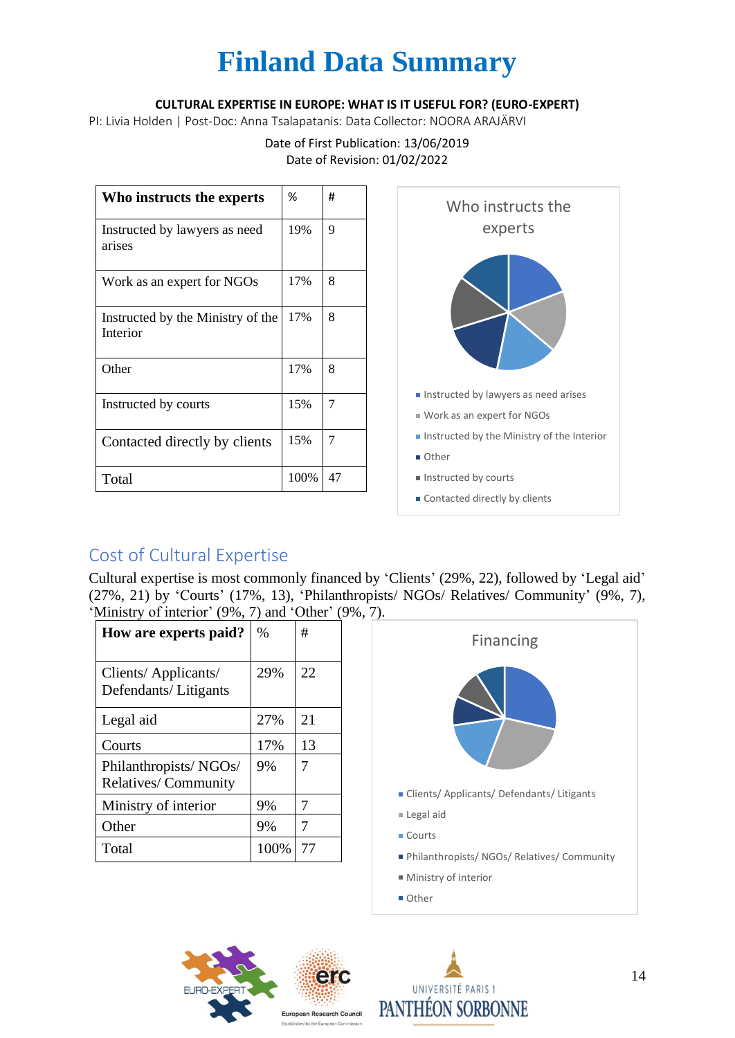# Finland Data Summary

**CULTURAL EXPERTISE IN EUROPE: WHAT IS IT USEFUL FOR? (EURO-EXPERT)**

PI: Livia Holden | Post-Doc: Anna Tsalapatanis: Data Collector: NOORA ARAJÄRVI

Date of First Publication: 13/06/2019
Date of Revision: 01/02/2022

| Who instructs the experts | % | # |
|---|---|---|
| Instructed by lawyers as need arises | 19% | 9 |
| Work as an expert for NGOs | 17% | 8 |
| Instructed by the Ministry of the Interior | 17% | 8 |
| Other | 17% | 8 |
| Instructed by courts | 15% | 7 |
| Contacted directly by clients | 15% | 7 |
| Total | 100% | 47 |

Who instructs the experts

- Instructed by lawyers as need arises
- Work as an expert for NGOs
- Instructed by the Ministry of the Interior
- Other
- Instructed by courts
- Contacted directly by clients

## Cost of Cultural Expertise

Cultural expertise is most commonly financed by 'Clients' (29%, 22), followed by 'Legal aid' (27%, 21) by 'Courts' (17%, 13), 'Philanthropists/ NGOs/ Relatives/ Community' (9%, 7), 'Ministry of interior' (9%, 7) and 'Other' (9%, 7).

| How are experts paid? | % | # |
|---|---|---|
| Clients/ Applicants/ Defendants/ Litigants | 29% | 22 |
| Legal aid | 27% | 21 |
| Courts | 17% | 13 |
| Philanthropists/ NGOs/ Relatives/ Community | 9% | 7 |
| Ministry of interior | 9% | 7 |
| Other | 9% | 7 |
| Total | 100% | 77 |

Financing

- Clients/ Applicants/ Defendants/ Litigants
- Legal aid
- Courts
- Philanthropists/ NGOs/ Relatives/ Community
- Ministry of interior
- Other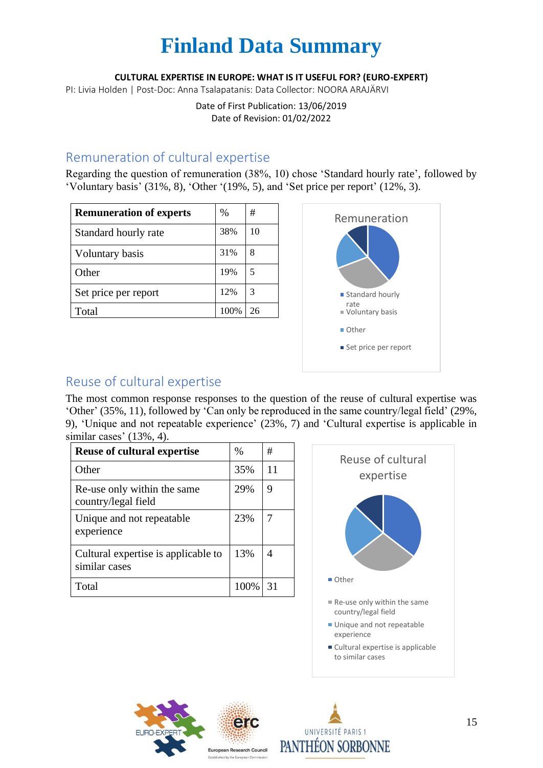# Finland Data Summary

**CULTURAL EXPERTISE IN EUROPE: WHAT IS IT USEFUL FOR? (EURO-EXPERT)**

PI: Livia Holden | Post-Doc: Anna Tsalapatanis: Data Collector: NOORA ARAJÄRVI

Date of First Publication: 13/06/2019

Date of Revision: 01/02/2022

## Remuneration of cultural expertise

Regarding the question of remuneration (38%, 10) chose 'Standard hourly rate', followed by 'Voluntary basis' (31%, 8), 'Other '(19%, 5), and 'Set price per report' (12%, 3).

| Remuneration of experts | % | # |
|---|---|---|
| Standard hourly rate | 38% | 10 |
| Voluntary basis | 31% | 8 |
| Other | 19% | 5 |
| Set price per report | 12% | 3 |
| Total | 100% | 26 |

Remuneration

- Standard hourly rate
- Voluntary basis
- Other
- Set price per report

## Reuse of cultural expertise

The most common response responses to the question of the reuse of cultural expertise was 'Other' (35%, 11), followed by 'Can only be reproduced in the same country/legal field' (29%, 9), 'Unique and not repeatable experience' (23%, 7) and 'Cultural expertise is applicable in similar cases' (13%, 4).

| Reuse of cultural expertise | % | # |
|---|---|---|
| Other | 35% | 11 |
| Re-use only within the same country/legal field | 29% | 9 |
| Unique and not repeatable experience | 23% | 7 |
| Cultural expertise is applicable to similar cases | 13% | 4 |
| Total | 100% | 31 |

Reuse of cultural expertise

- Other
- Re-use only within the same country/legal field
- Unique and not repeatable experience
- Cultural expertise is applicable to similar cases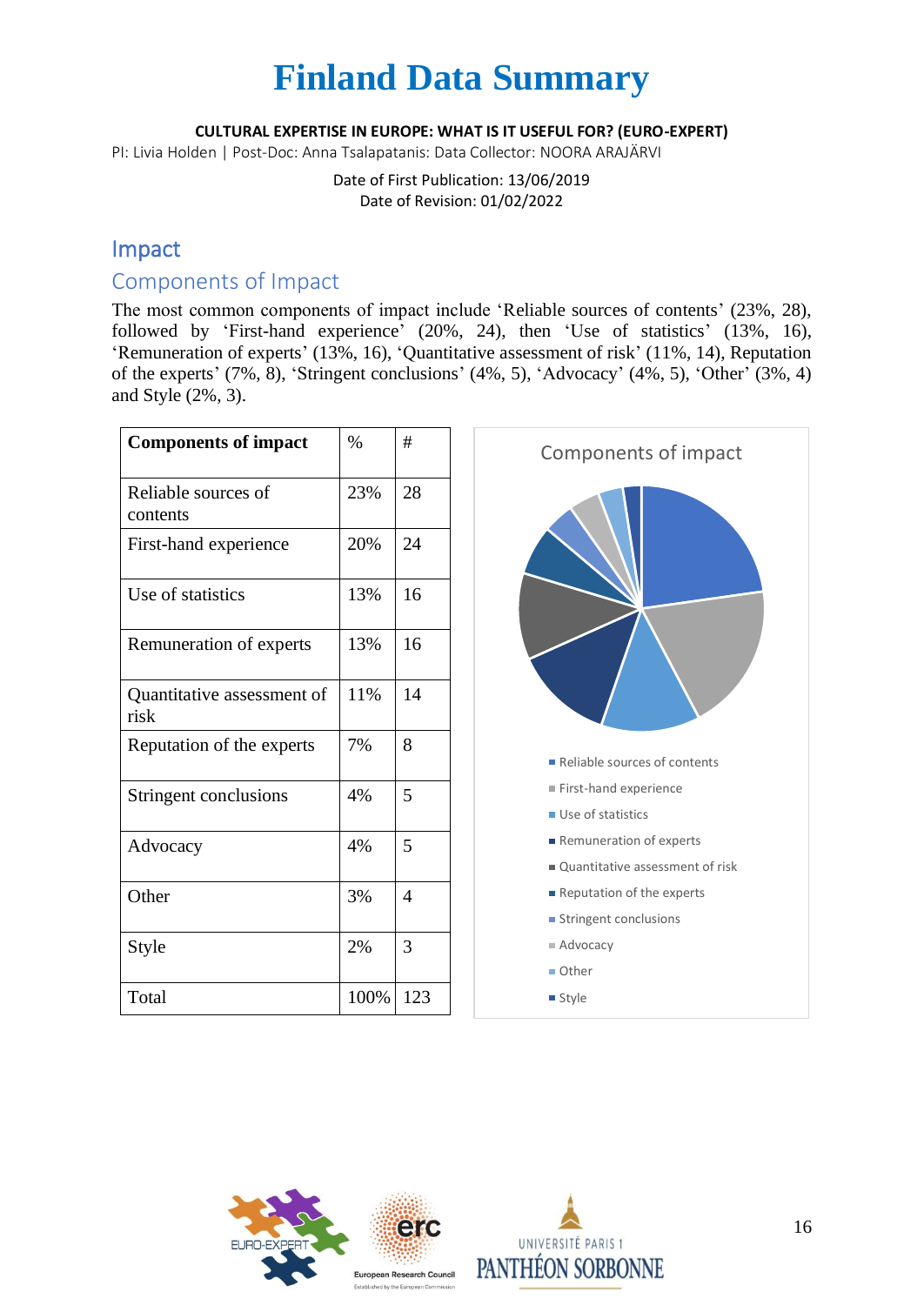# Finland Data Summary

**CULTURAL EXPERTISE IN EUROPE: WHAT IS IT USEFUL FOR? (EURO-EXPERT)**

PI: Livia Holden | Post-Doc: Anna Tsalapatanis: Data Collector: NOORA ARAJÄRVI

Date of First Publication: 13/06/2019
Date of Revision: 01/02/2022

## Impact

### Components of Impact

The most common components of impact include 'Reliable sources of contents' (23%, 28), followed by 'First-hand experience' (20%, 24), then 'Use of statistics' (13%, 16), 'Remuneration of experts' (13%, 16), 'Quantitative assessment of risk' (11%, 14), Reputation of the experts' (7%, 8), 'Stringent conclusions' (4%, 5), 'Advocacy' (4%, 5), 'Other' (3%, 4) and Style (2%, 3).

| **Components of impact** | % | # |
|---|---|---|
| Reliable sources of contents | 23% | 28 |
| First-hand experience | 20% | 24 |
| Use of statistics | 13% | 16 |
| Remuneration of experts | 13% | 16 |
| Quantitative assessment of risk | 11% | 14 |
| Reputation of the experts | 7% | 8 |
| Stringent conclusions | 4% | 5 |
| Advocacy | 4% | 5 |
| Other | 3% | 4 |
| Style | 2% | 3 |
| Total | 100% | 123 |

Components of impact

- Reliable sources of contents
- First-hand experience
- Use of statistics
- Remuneration of experts
- Quantitative assessment of risk
- Reputation of the experts
- Stringent conclusions
- Advocacy
- Other
- Style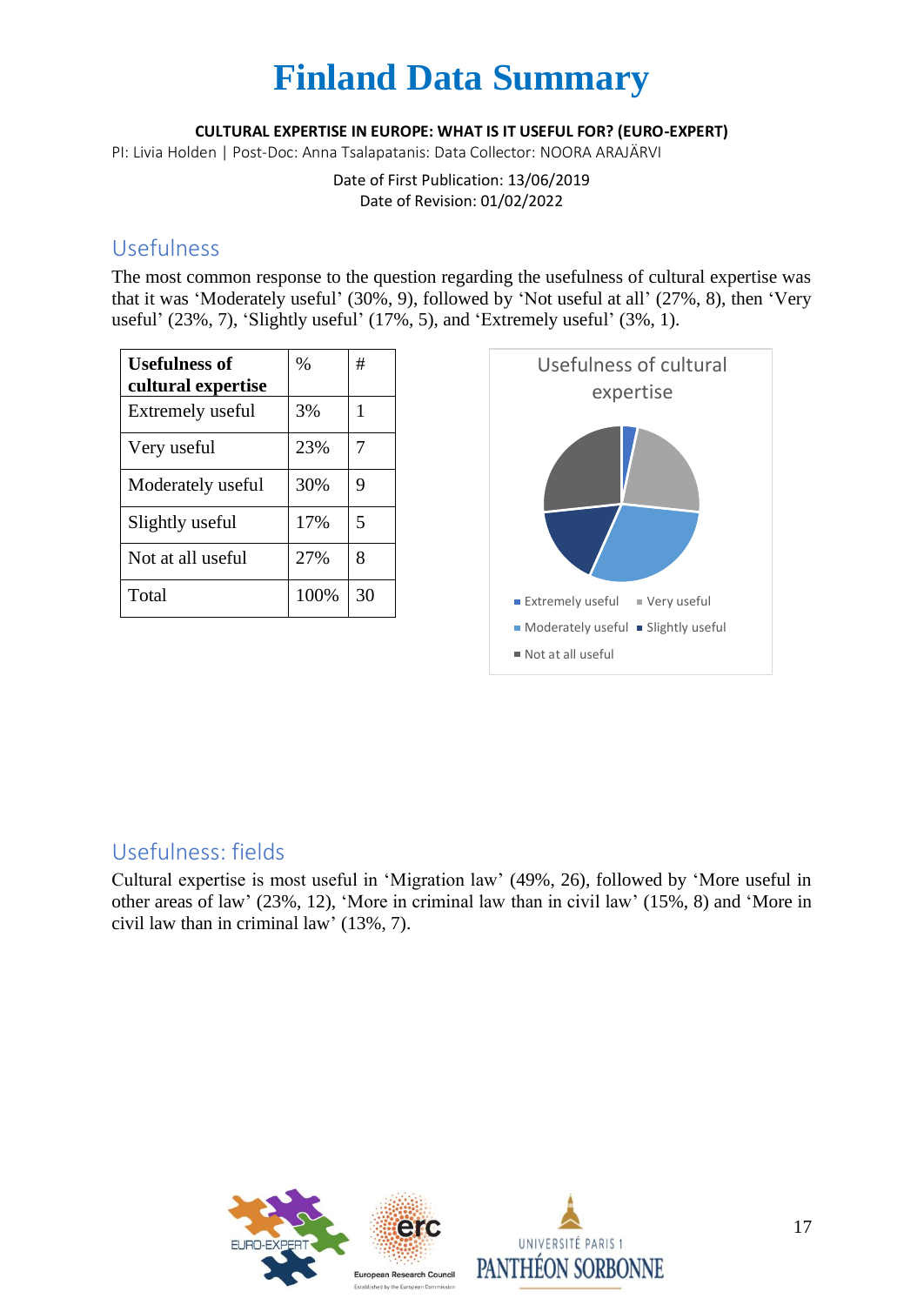# Finland Data Summary

**CULTURAL EXPERTISE IN EUROPE: WHAT IS IT USEFUL FOR? (EURO-EXPERT)**

PI: Livia Holden | Post-Doc: Anna Tsalapatanis: Data Collector: NOORA ARAJÄRVI

Date of First Publication: 13/06/2019
Date of Revision: 01/02/2022

## Usefulness

The most common response to the question regarding the usefulness of cultural expertise was that it was 'Moderately useful' (30%, 9), followed by 'Not useful at all' (27%, 8), then 'Very useful' (23%, 7), 'Slightly useful' (17%, 5), and 'Extremely useful' (3%, 1).

| Usefulness of cultural expertise | % | # |
|---|---|---|
| Extremely useful | 3% | 1 |
| Very useful | 23% | 7 |
| Moderately useful | 30% | 9 |
| Slightly useful | 17% | 5 |
| Not at all useful | 27% | 8 |
| Total | 100% | 30 |

Usefulness of cultural expertise

Extremely useful
Very useful
Moderately useful
Slightly useful
Not at all useful

## Usefulness: fields

Cultural expertise is most useful in 'Migration law' (49%, 26), followed by 'More useful in other areas of law' (23%, 12), 'More in criminal law than in civil law' (15%, 8) and 'More in civil law than in criminal law' (13%, 7).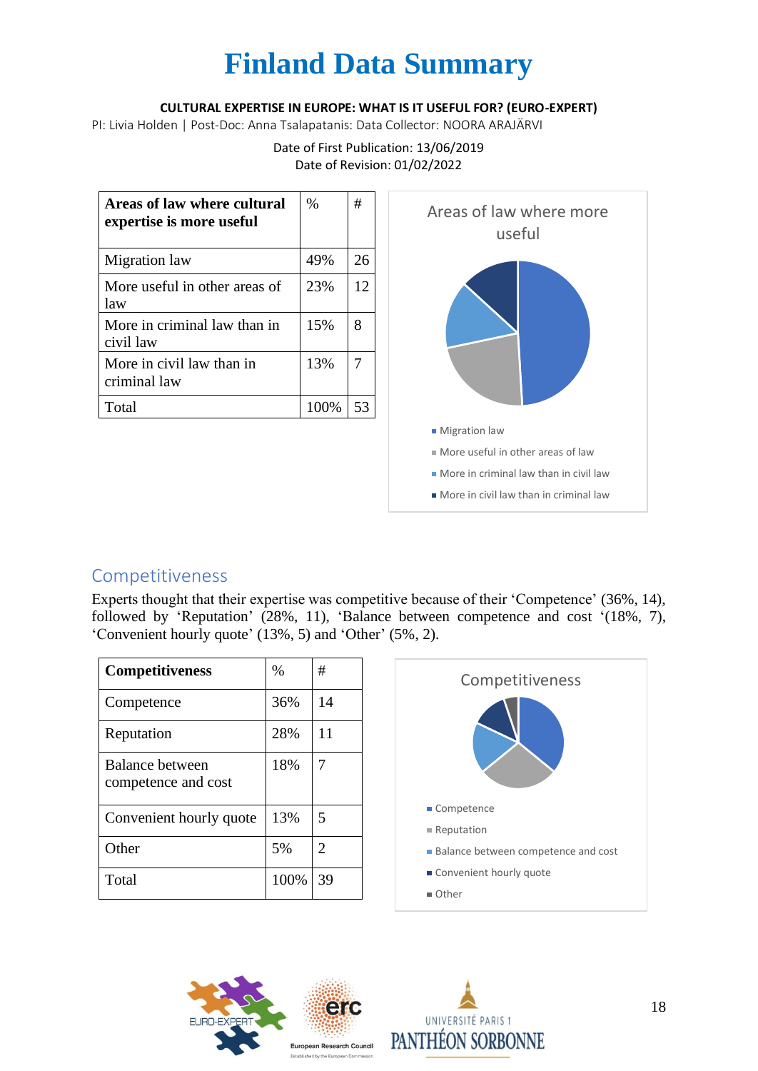# Finland Data Summary

**CULTURAL EXPERTISE IN EUROPE: WHAT IS IT USEFUL FOR? (EURO-EXPERT)**

PI: Livia Holden | Post-Doc: Anna Tsalapatanis: Data Collector: NOORA ARAJÄRVI

Date of First Publication: 13/06/2019
Date of Revision: 01/02/2022

| Areas of law where cultural expertise is more useful | % | # |
|---|---|---|
| Migration law | 49% | 26 |
| More useful in other areas of law | 23% | 12 |
| More in criminal law than in civil law | 15% | 8 |
| More in civil law than in criminal law | 13% | 7 |
| Total | 100% | 53 |

Areas of law where more useful

- Migration law
- More useful in other areas of law
- More in criminal law than in civil law
- More in civil law than in criminal law

## Competitiveness

Experts thought that their expertise was competitive because of their 'Competence' (36%, 14), followed by 'Reputation' (28%, 11), 'Balance between competence and cost '(18%, 7), 'Convenient hourly quote' (13%, 5) and 'Other' (5%, 2).

| Competitiveness | % | # |
|---|---|---|
| Competence | 36% | 14 |
| Reputation | 28% | 11 |
| Balance between competence and cost | 18% | 7 |
| Convenient hourly quote | 13% | 5 |
| Other | 5% | 2 |
| Total | 100% | 39 |

Competitiveness

- Competence
- Reputation
- Balance between competence and cost
- Convenient hourly quote
- Other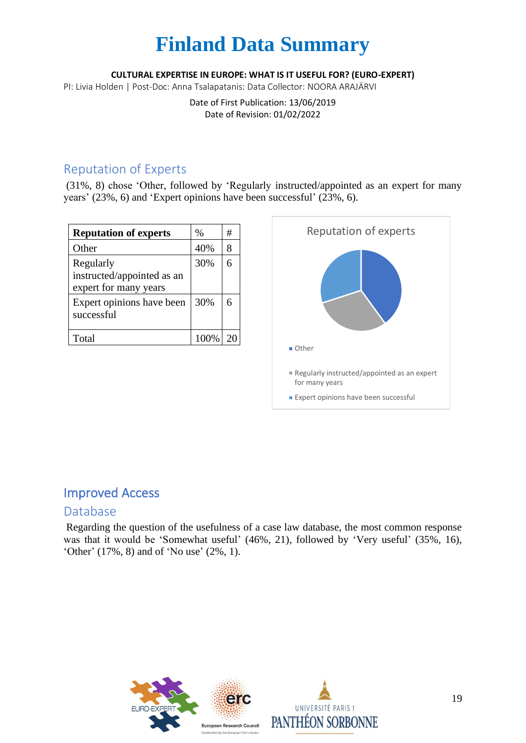# Finland Data Summary

**CULTURAL EXPERTISE IN EUROPE: WHAT IS IT USEFUL FOR? (EURO-EXPERT)**

PI: Livia Holden | Post-Doc: Anna Tsalapatanis: Data Collector: NOORA ARAJÄRVI

Date of First Publication: 13/06/2019

Date of Revision: 01/02/2022

## Reputation of Experts

(31%, 8) chose 'Other, followed by 'Regularly instructed/appointed as an expert for many years' (23%, 6) and 'Expert opinions have been successful' (23%, 6).

| **Reputation of experts** | % | # |
|---|---|---|
| Other | 40% | 8 |
| Regularly instructed/appointed as an expert for many years | 30% | 6 |
| Expert opinions have been successful | 30% | 6 |
| Total | 100% | 20 |

Reputation of experts

- Other
- Regularly instructed/appointed as an expert for many years
- Expert opinions have been successful

## Improved Access

### Database

Regarding the question of the usefulness of a case law database, the most common response was that it would be 'Somewhat useful' (46%, 21), followed by 'Very useful' (35%, 16), 'Other' (17%, 8) and of 'No use' (2%, 1).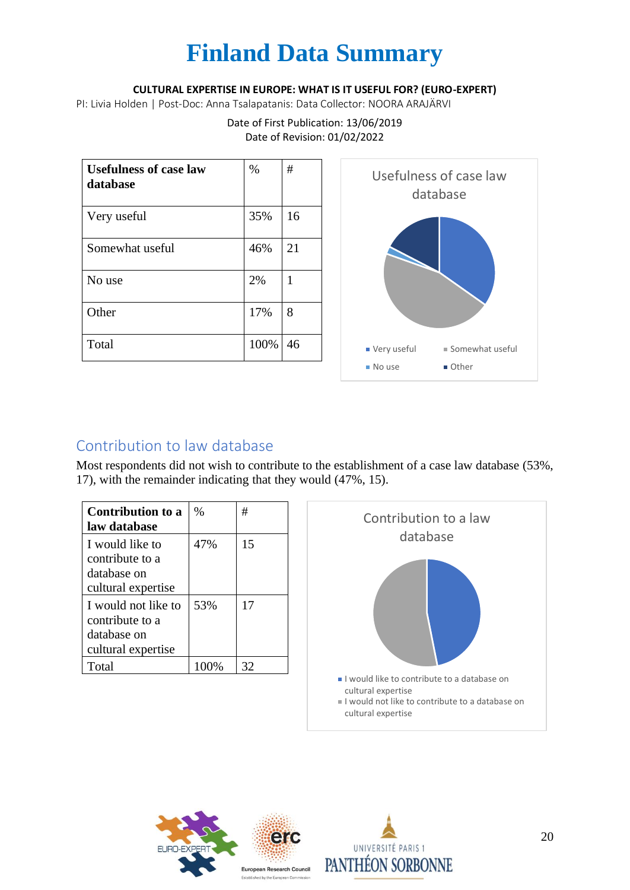# Finland Data Summary

**CULTURAL EXPERTISE IN EUROPE: WHAT IS IT USEFUL FOR? (EURO-EXPERT)**

PI: Livia Holden | Post-Doc: Anna Tsalapatanis: Data Collector: NOORA ARAJÄRVI

Date of First Publication: 13/06/2019
Date of Revision: 01/02/2022

| **Usefulness of case law database** | % | # |
|---|---|---|
| Very useful | 35% | 16 |
| Somewhat useful | 46% | 21 |
| No use | 2% | 1 |
| Other | 17% | 8 |
| Total | 100% | 46 |

Usefulness of case law database

Very useful
Somewhat useful
No use
Other

## Contribution to law database

Most respondents did not wish to contribute to the establishment of a case law database (53%, 17), with the remainder indicating that they would (47%, 15).

| **Contribution to a law database** | % | # |
|---|---|---|
| I would like to contribute to a database on cultural expertise | 47% | 15 |
| I would not like to contribute to a database on cultural expertise | 53% | 17 |
| Total | 100% | 32 |

Contribution to a law database

I would like to contribute to a database on cultural expertise
I would not like to contribute to a database on cultural expertise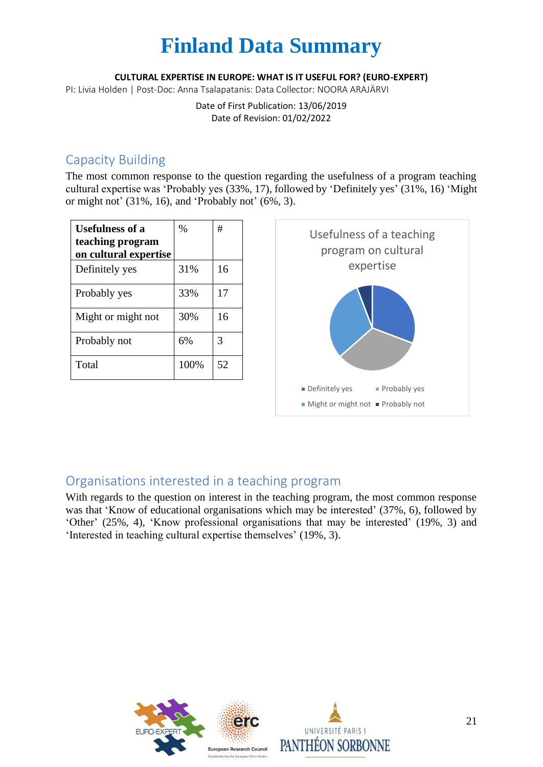# Finland Data Summary

**CULTURAL EXPERTISE IN EUROPE: WHAT IS IT USEFUL FOR? (EURO-EXPERT)**

PI: Livia Holden | Post-Doc: Anna Tsalapatanis: Data Collector: NOORA ARAJÄRVI

Date of First Publication: 13/06/2019
Date of Revision: 01/02/2022

## Capacity Building

The most common response to the question regarding the usefulness of a program teaching cultural expertise was 'Probably yes (33%, 17), followed by 'Definitely yes' (31%, 16) 'Might or might not' (31%, 16), and 'Probably not' (6%, 3).

| Usefulness of a teaching program on cultural expertise | % | # |
|---|---|---|
| Definitely yes | 31% | 16 |
| Probably yes | 33% | 17 |
| Might or might not | 30% | 16 |
| Probably not | 6% | 3 |
| Total | 100% | 52 |

Usefulness of a teaching program on cultural expertise

Definitely yes
Probably yes
Might or might not
Probably not

## Organisations interested in a teaching program

With regards to the question on interest in the teaching program, the most common response was that 'Know of educational organisations which may be interested' (37%, 6), followed by 'Other' (25%, 4), 'Know professional organisations that may be interested' (19%, 3) and 'Interested in teaching cultural expertise themselves' (19%, 3).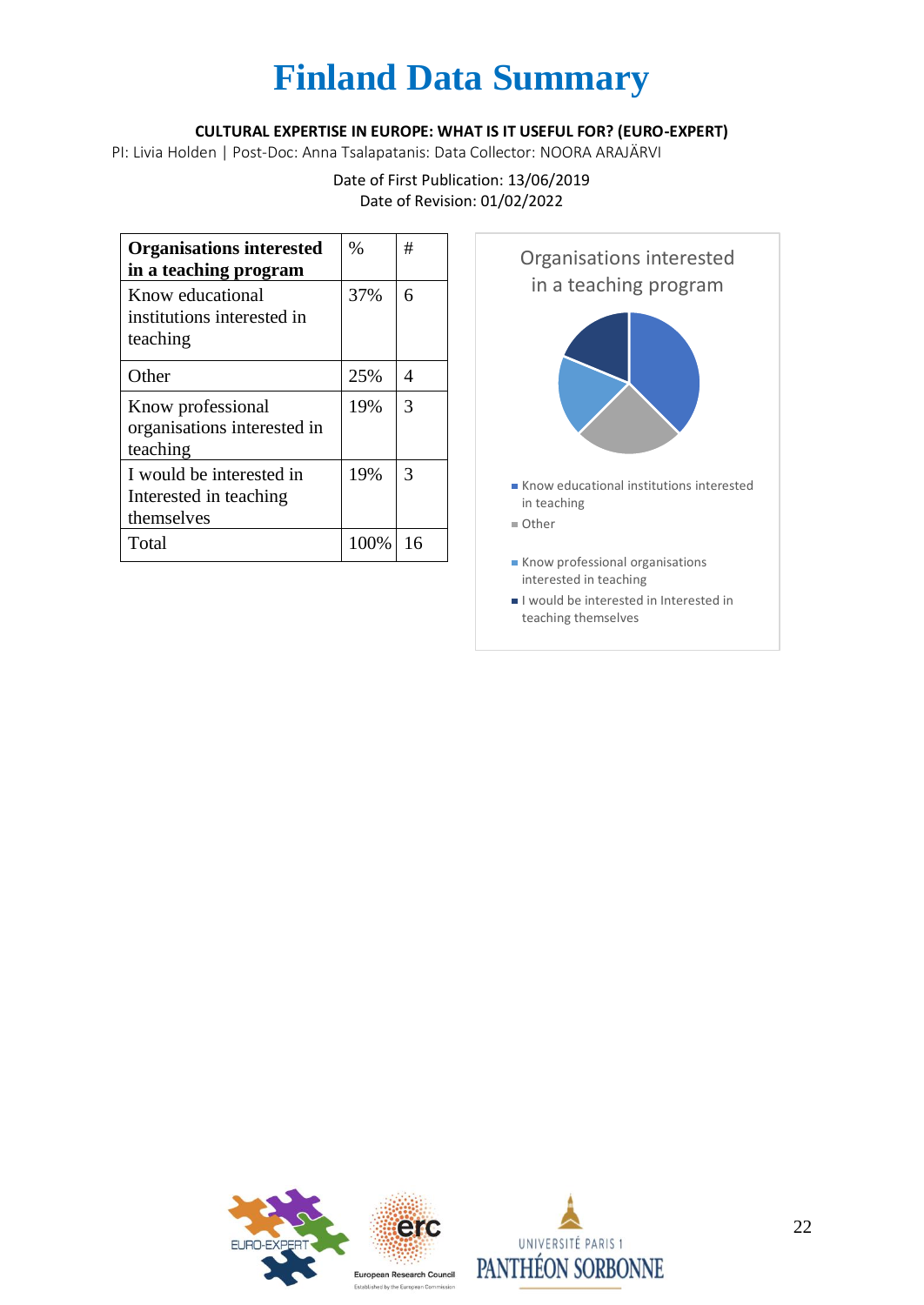# Finland Data Summary

**CULTURAL EXPERTISE IN EUROPE: WHAT IS IT USEFUL FOR? (EURO-EXPERT)**

PI: Livia Holden | Post-Doc: Anna Tsalapatanis: Data Collector: NOORA ARAJÄRVI

Date of First Publication: 13/06/2019
Date of Revision: 01/02/2022

| **Organisations interested in a teaching program** | % | # |
|---|---|---|
| Know educational institutions interested in teaching | 37% | 6 |
| Other | 25% | 4 |
| Know professional organisations interested in teaching | 19% | 3 |
| I would be interested in Interested in teaching themselves | 19% | 3 |
| Total | 100% | 16 |

Organisations interested in a teaching program

Know educational institutions interested in teaching
Other
Know professional organisations interested in teaching
I would be interested in Interested in teaching themselves